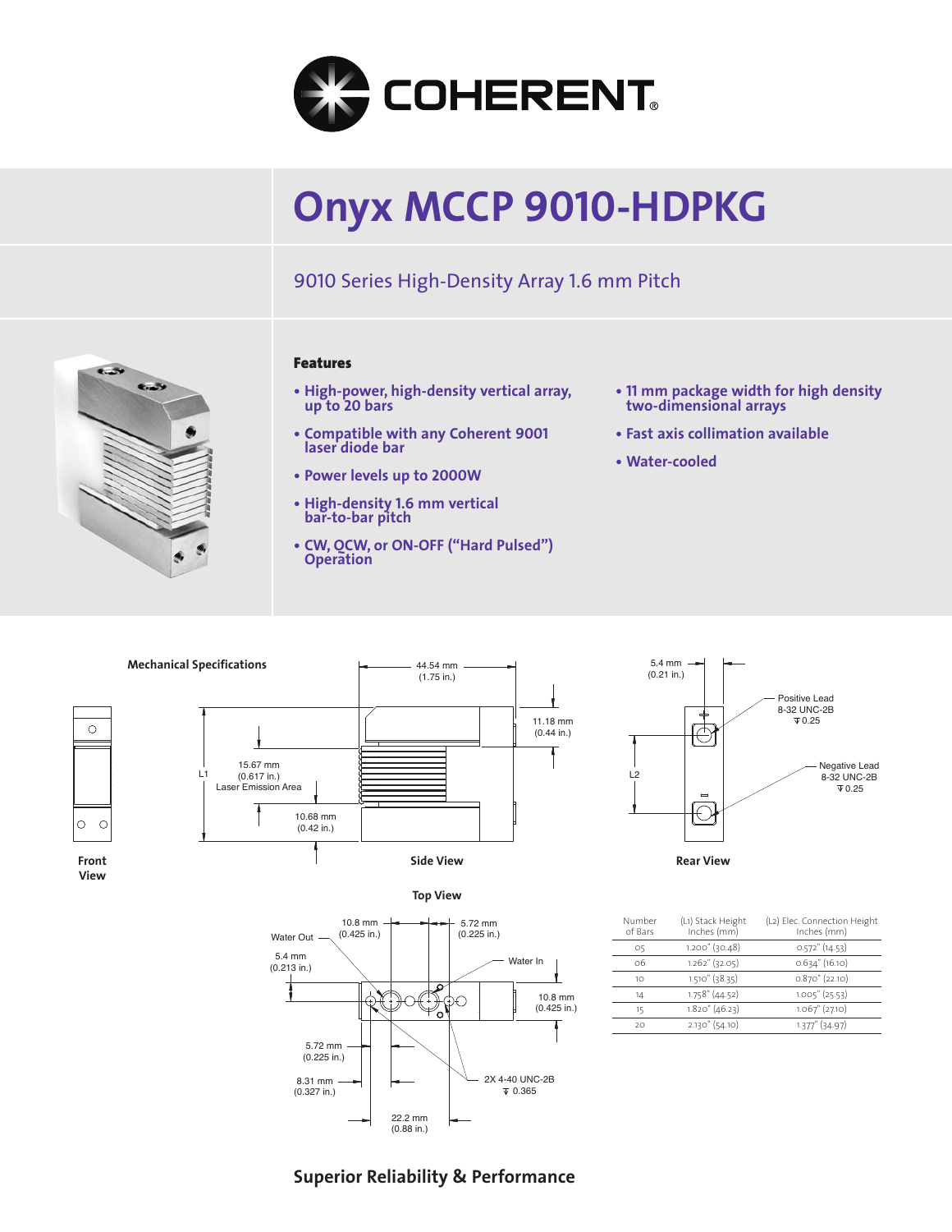# Onyx MCCP 9010-HDPKG

## 9010 Series High-Density Array 1.6 mm Pitch

### Features

- High-power, high-density vertical array, up to 20 bars
- Compatible with any Coherent 9001 laser diode bar
- Power levels up to 2000W
- High-density 1.6 mm vertical bar-to-bar pitch
- CW, QCW, or ON-OFF ("Hard Pulsed") Operation
- 11 mm package width for high density two-dimensional arrays
- Fast axis collimation available
- Water-cooled

### Mechanical Specifications

Front View

Side View

- 44.54 mm (1.75 in.)
- 11.18 mm (0.44 in.)
- 15.67 mm (0.617 in.) Laser Emission Area
- 10.68 mm (0.42 in.)
- L1

Rear View

- 5.4 mm (0.21 in.)
- Positive Lead 8-32 UNC-2B ⊽ 0.25
- Negative Lead 8-32 UNC-2B ⊽ 0.25
- L2

Top View

- 10.8 mm (0.425 in.)
- 5.72 mm (0.225 in.)
- Water Out
- Water In
- 5.4 mm (0.213 in.)
- 10.8 mm (0.425 in.)
- 5.72 mm (0.225 in.)
- 8.31 mm (0.327 in.)
- 2X 4-40 UNC-2B ⊽ 0.365
- 22.2 mm (0.88 in.)

| Number of Bars | (L1) Stack Height Inches (mm) | (L2) Elec. Connection Height Inches (mm) |
|---|---|---|
| 05 | 1.200" (30.48) | 0.572" (14.53) |
| 06 | 1.262" (32.05) | 0.634" (16.10) |
| 10 | 1.510" (38.35) | 0.870" (22.10) |
| 14 | 1.758" (44.52) | 1.005" (25.53) |
| 15 | 1.820" (46.23) | 1.067" (27.10) |
| 20 | 2.130" (54.10) | 1.377" (34.97) |

**Superior Reliability & Performance**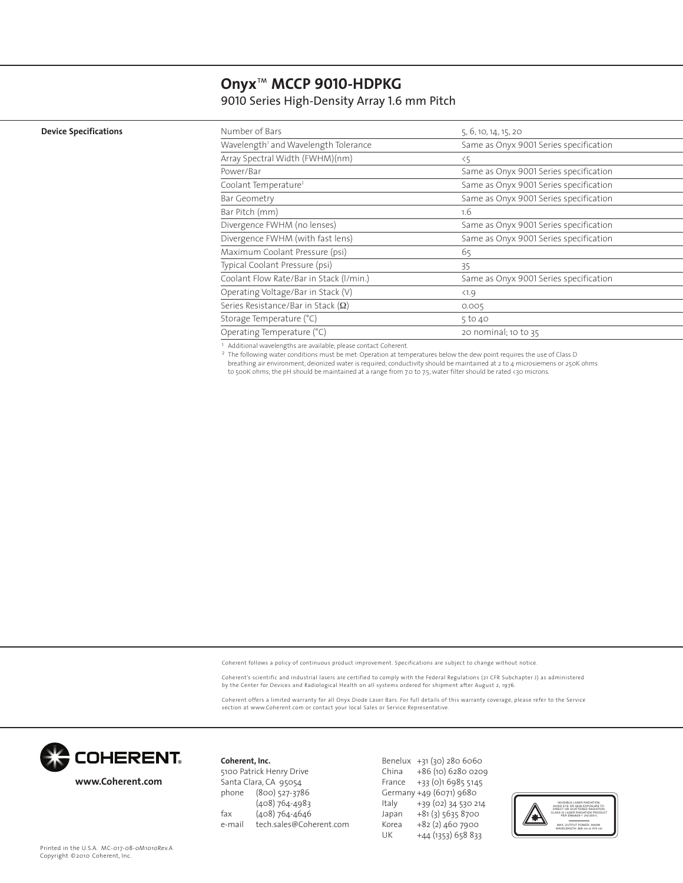# Onyx™ MCCP 9010-HDPKG

9010 Series High-Density Array 1.6 mm Pitch

**Device Specifications**

| | |
|---|---|
| Number of Bars | 5, 6, 10, 14, 15, 20 |
| Wavelength[1] and Wavelength Tolerance | Same as Onyx 9001 Series specification |
| Array Spectral Width (FWHM)(nm) | <5 |
| Power/Bar | Same as Onyx 9001 Series specification |
| Coolant Temperature[2] | Same as Onyx 9001 Series specification |
| Bar Geometry | Same as Onyx 9001 Series specification |
| Bar Pitch (mm) | 1.6 |
| Divergence FWHM (no lenses) | Same as Onyx 9001 Series specification |
| Divergence FWHM (with fast lens) | Same as Onyx 9001 Series specification |
| Maximum Coolant Pressure (psi) | 65 |
| Typical Coolant Pressure (psi) | 35 |
| Coolant Flow Rate/Bar in Stack (l/min.) | Same as Onyx 9001 Series specification |
| Operating Voltage/Bar in Stack (V) | <1.9 |
| Series Resistance/Bar in Stack (Ω) | 0.005 |
| Storage Temperature (°C) | 5 to 40 |
| Operating Temperature (°C) | 20 nominal; 10 to 35 |

[1] Additional wavelengths are available; please contact Coherent.

[2] The following water conditions must be met: Operation at temperatures below the dew point requires the use of Class D breathing air environment; deionized water is required; conductivity should be maintained at 2 to 4 microsiemens or 250K ohms to 500K ohms; the pH should be maintained at a range from 7.0 to 7.5; water filter should be rated <30 microns.

Coherent follows a policy of continuous product improvement. Specifications are subject to change without notice.

Coherent's scientific and industrial lasers are certified to comply with the Federal Regulations (21 CFR Subchapter J) as administered by the Center for Devices and Radiological Health on all systems ordered for shipment after August 2, 1976.

Coherent offers a limited warranty for all Onyx Diode Laser Bars. For full details of this warranty coverage, please refer to the Service section at www.Coherent.com or contact your local Sales or Service Representative.

COHERENT®

www.Coherent.com

**Coherent, Inc.**
5100 Patrick Henry Drive
Santa Clara, CA 95054
phone (800) 527-3786
(408) 764-4983
fax (408) 764-4646
e-mail tech.sales@Coherent.com

| | |
|---|---|
| Benelux | +31 (30) 280 6060 |
| China | +86 (10) 6280 0209 |
| France | +33 (0)1 6985 5145 |
| Germany | +49 (6071) 9680 |
| Italy | +39 (02) 34 530 214 |
| Japan | +81 (3) 5635 8700 |
| Korea | +82 (2) 460 7900 |
| UK | +44 (1353) 658 833 |

INVISIBLE LASER RADIATION. AVOID EYE OR SKIN EXPOSURE TO DIRECT OR SCATTERED RADIATION. CLASS IV LASER RADIATION PRODUCT PER EN60825-1 (A2:2001)

MAX. OUTPUT POWER: 2000W
WAVELENGTH: 808 nm to 976 nm

Printed in the U.S.A. MC-017-08-0M1010Rev.A
Copyright ©2010 Coherent, Inc.